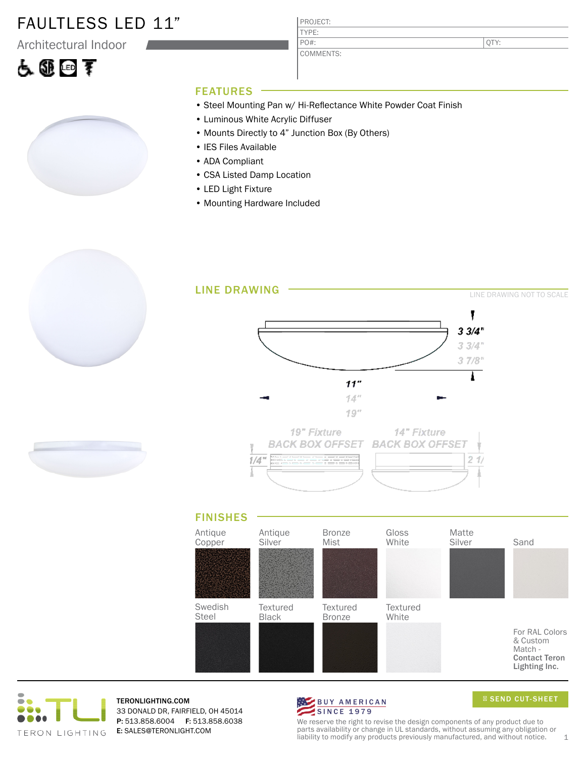# FAULTLESS LED 11”

Architectural Indoor

| PROJECT: | |
|---|---|
| TYPE: | |
| PO#: | QTY: |
| COMMENTS: | |

## FEATURES

- Steel Mounting Pan w/ Hi-Reflectance White Powder Coat Finish
- Luminous White Acrylic Diffuser
- Mounts Directly to 4” Junction Box (By Others)
- IES Files Available
- ADA Compliant
- CSA Listed Damp Location
- LED Light Fixture
- Mounting Hardware Included

## LINE DRAWING

LINE DRAWING NOT TO SCALE

3 3/4"
3 3/4"
3 7/8"

11"
14"
19"

19" Fixture BACK BOX OFFSET

14" Fixture BACK BOX OFFSET

1/4"

2 1/

## FINISHES

| Antique Copper | Antique Silver | Bronze Mist | Gloss White | Matte Silver | Sand |
|---|---|---|---|---|---|
| Swedish Steel | Textured Black | Textured Bronze | Textured White | | |

For RAL Colors & Custom Match - **Contact Teron Lighting Inc.**

TERON LIGHTING

**TERONLIGHTING.COM**
33 DONALD DR, FAIRFIELD, OH 45014
**P:** 513.858.6004 **F:** 513.858.6038
**E:** SALES@TERONLIGHT.COM

BUY AMERICAN SINCE 1979

SEND CUT-SHEET

We reserve the right to revise the design components of any product due to parts availability or change in UL standards, without assuming any obligation or liability to modify any products previously manufactured, and without notice.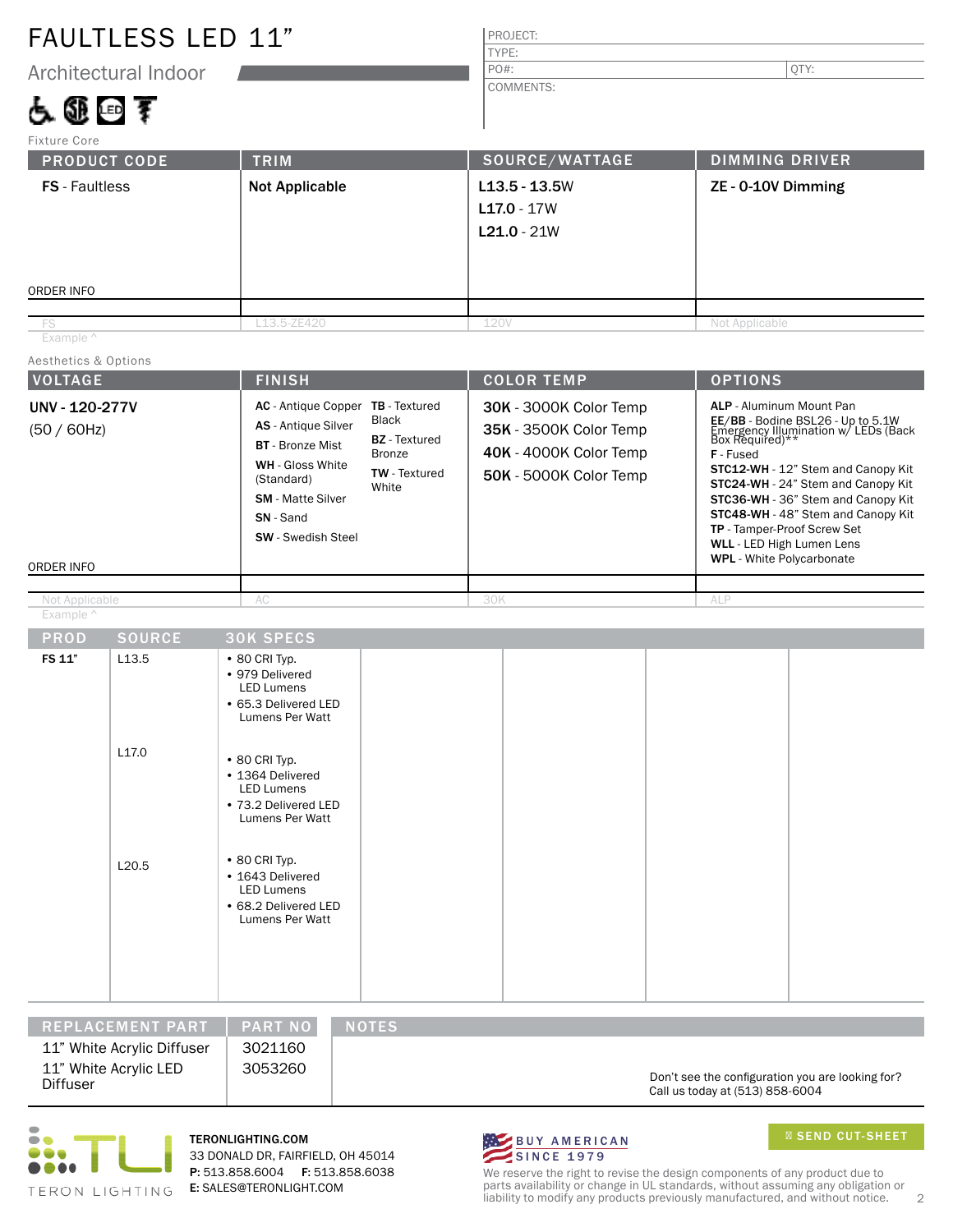# FAULTLESS LED 11"

## Architectual Indoor

| PROJECT: | |
|---|---|
| TYPE: | |
| PO#: | QTY: |
| COMMENTS: | |

Fixture Core

| PRODUCT CODE | TRIM | SOURCE/WATTAGE | DIMMING DRIVER |
|---|---|---|---|
| **FS** - Faultless | **Not Applicable** | **L13.5** - **13.5**W<br>**L17.0** - 17W<br>**L21.0** - 21W | **ZE - 0-10V Dimming** |
| ORDER INFO | | | |
| | | | |
| FS | L13.5-ZE420 | 120V | Not Applicable |

Example ^

Aesthetics & Options

| VOLTAGE | FINISH | COLOR TEMP | OPTIONS |
|---|---|---|---|
| **UNV - 120-277V**<br>(50 / 60Hz) | **AC** - Antique Copper<br>**AS** - Antique Silver<br>**BT** - Bronze Mist<br>**WH** - Gloss White (Standard)<br>**SM** - Matte Silver<br>**SN** - Sand<br>**SW** - Swedish Steel<br>**TB** - Textured Black<br>**BZ** - Textured Bronze<br>**TW** - Textured White | **30K** - 3000K Color Temp<br>**35K** - 3500K Color Temp<br>**40K** - 4000K Color Temp<br>**50K** - 5000K Color Temp | **ALP** - Aluminum Mount Pan<br>**EE/BB** - Bodine BSL26 - Up to 5.1W Emergency Illumination w/ LEDs (Back Box Required)**<br>**F** - Fused<br>**STC12-WH** - 12" Stem and Canopy Kit<br>**STC24-WH** - 24" Stem and Canopy Kit<br>**STC36-WH** - 36" Stem and Canopy Kit<br>**STC48-WH** - 48" Stem and Canopy Kit<br>**TP** - Tamper-Proof Screw Set<br>**WLL** - LED High Lumen Lens<br>**WPL** - White Polycarbonate |
| ORDER INFO | | | |
| | | | |
| Not Applicable | AC | 30K | ALP |

Example ^

| PROD | SOURCE | 30K SPECS |
|---|---|---|
| **FS 11"** | L13.5 | • 80 CRI Typ.<br>• 979 Delivered LED Lumens<br>• 65.3 Delivered LED Lumens Per Watt |
| | L17.0 | • 80 CRI Typ.<br>• 1364 Delivered LED Lumens<br>• 73.2 Delivered LED Lumens Per Watt |
| | L20.5 | • 80 CRI Typ.<br>• 1643 Delivered LED Lumens<br>• 68.2 Delivered LED Lumens Per Watt |

| REPLACEMENT PART | PART NO | NOTES |
|---|---|---|
| 11" White Acrylic Diffuser | 3021160 | |
| 11" White Acrylic LED Diffuser | 3053260 | |

Don't see the configuration you are looking for?
Call us today at (513) 858-6004

TERON LIGHTING

**TERONLIGHTING.COM**
33 DONALD DR, FAIRFIELD, OH 45014
**P:** 513.858.6004 **F:** 513.858.6038
**E:** SALES@TERONLIGHT.COM

BUY AMERICAN SINCE 1979

SEND CUT-SHEET

We reserve the right to revise the design components of any product due to parts availability or change in UL standards, without assuming any obligation or liability to modify any products previously manufactured, and without notice.